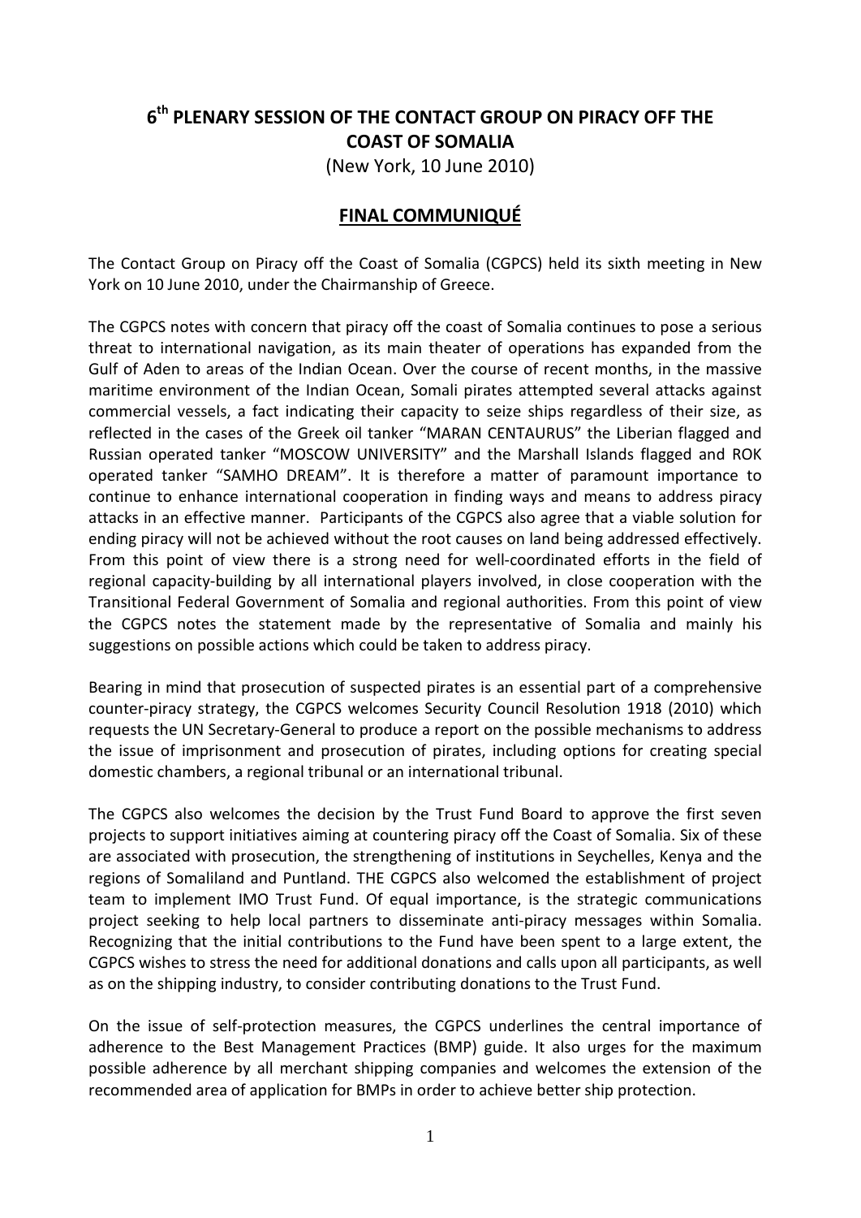# 6th PLENARY SESSION OF THE CONTACT GROUP ON PIRACY OFF THE COAST OF SOMALIA

(New York, 10 June 2010)

## FINAL COMMUNIQUÉ

The Contact Group on Piracy off the Coast of Somalia (CGPCS) held its sixth meeting in New York on 10 June 2010, under the Chairmanship of Greece.

The CGPCS notes with concern that piracy off the coast of Somalia continues to pose a serious threat to international navigation, as its main theater of operations has expanded from the Gulf of Aden to areas of the Indian Ocean. Over the course of recent months, in the massive maritime environment of the Indian Ocean, Somali pirates attempted several attacks against commercial vessels, a fact indicating their capacity to seize ships regardless of their size, as reflected in the cases of the Greek oil tanker "MARAN CENTAURUS" the Liberian flagged and Russian operated tanker "MOSCOW UNIVERSITY" and the Marshall Islands flagged and ROK operated tanker "SAMHO DREAM". It is therefore a matter of paramount importance to continue to enhance international cooperation in finding ways and means to address piracy attacks in an effective manner. Participants of the CGPCS also agree that a viable solution for ending piracy will not be achieved without the root causes on land being addressed effectively. From this point of view there is a strong need for well-coordinated efforts in the field of regional capacity-building by all international players involved, in close cooperation with the Transitional Federal Government of Somalia and regional authorities. From this point of view the CGPCS notes the statement made by the representative of Somalia and mainly his suggestions on possible actions which could be taken to address piracy.

Bearing in mind that prosecution of suspected pirates is an essential part of a comprehensive counter-piracy strategy, the CGPCS welcomes Security Council Resolution 1918 (2010) which requests the UN Secretary-General to produce a report on the possible mechanisms to address the issue of imprisonment and prosecution of pirates, including options for creating special domestic chambers, a regional tribunal or an international tribunal.

The CGPCS also welcomes the decision by the Trust Fund Board to approve the first seven projects to support initiatives aiming at countering piracy off the Coast of Somalia. Six of these are associated with prosecution, the strengthening of institutions in Seychelles, Kenya and the regions of Somaliland and Puntland. THE CGPCS also welcomed the establishment of project team to implement IMO Trust Fund. Of equal importance, is the strategic communications project seeking to help local partners to disseminate anti-piracy messages within Somalia. Recognizing that the initial contributions to the Fund have been spent to a large extent, the CGPCS wishes to stress the need for additional donations and calls upon all participants, as well as on the shipping industry, to consider contributing donations to the Trust Fund.

On the issue of self-protection measures, the CGPCS underlines the central importance of adherence to the Best Management Practices (BMP) guide. It also urges for the maximum possible adherence by all merchant shipping companies and welcomes the extension of the recommended area of application for BMPs in order to achieve better ship protection.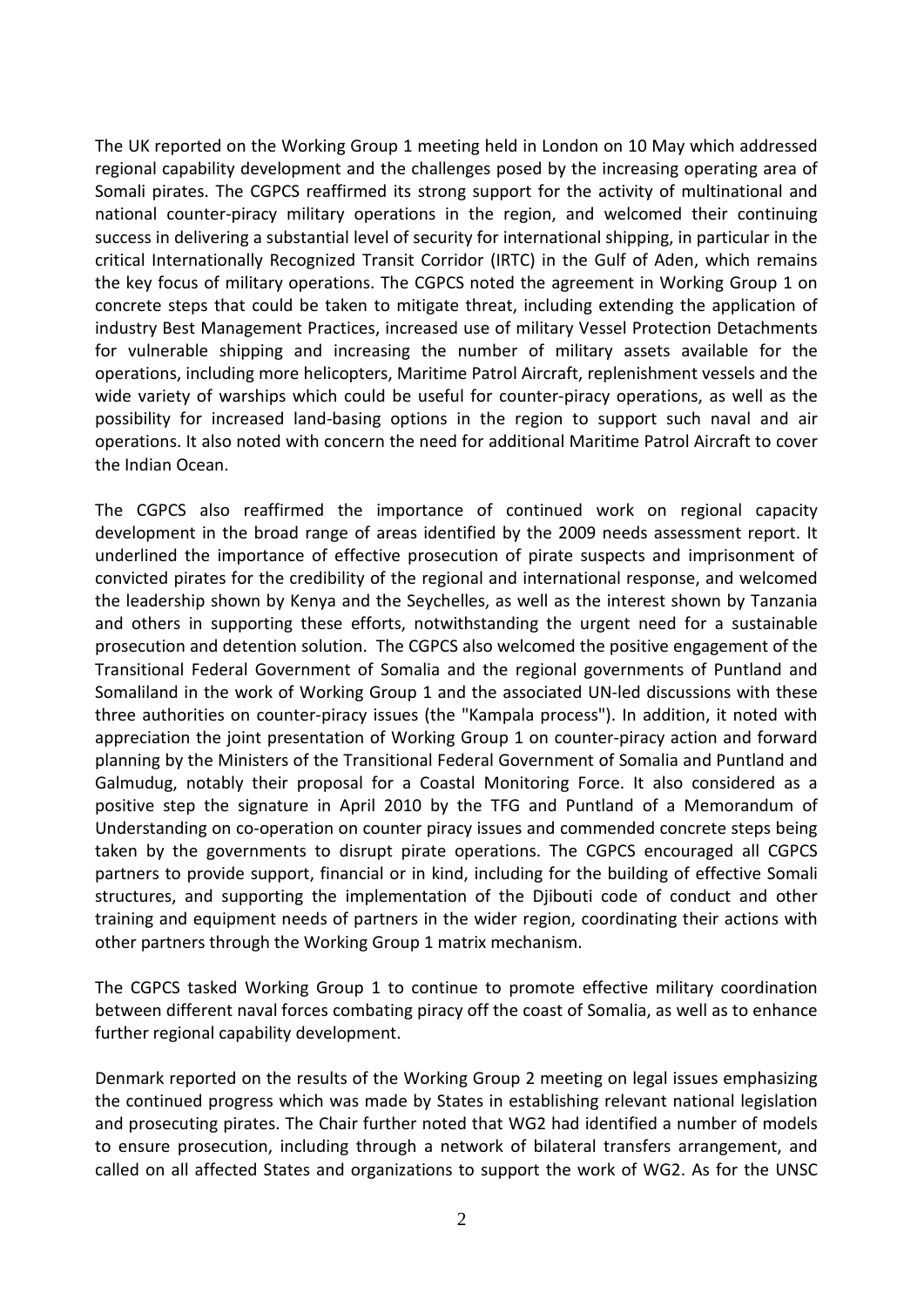The UK reported on the Working Group 1 meeting held in London on 10 May which addressed regional capability development and the challenges posed by the increasing operating area of Somali pirates. The CGPCS reaffirmed its strong support for the activity of multinational and national counter-piracy military operations in the region, and welcomed their continuing success in delivering a substantial level of security for international shipping, in particular in the critical Internationally Recognized Transit Corridor (IRTC) in the Gulf of Aden, which remains the key focus of military operations. The CGPCS noted the agreement in Working Group 1 on concrete steps that could be taken to mitigate threat, including extending the application of industry Best Management Practices, increased use of military Vessel Protection Detachments for vulnerable shipping and increasing the number of military assets available for the operations, including more helicopters, Maritime Patrol Aircraft, replenishment vessels and the wide variety of warships which could be useful for counter-piracy operations, as well as the possibility for increased land-basing options in the region to support such naval and air operations. It also noted with concern the need for additional Maritime Patrol Aircraft to cover the Indian Ocean.

The CGPCS also reaffirmed the importance of continued work on regional capacity development in the broad range of areas identified by the 2009 needs assessment report. It underlined the importance of effective prosecution of pirate suspects and imprisonment of convicted pirates for the credibility of the regional and international response, and welcomed the leadership shown by Kenya and the Seychelles, as well as the interest shown by Tanzania and others in supporting these efforts, notwithstanding the urgent need for a sustainable prosecution and detention solution. The CGPCS also welcomed the positive engagement of the Transitional Federal Government of Somalia and the regional governments of Puntland and Somaliland in the work of Working Group 1 and the associated UN-led discussions with these three authorities on counter-piracy issues (the "Kampala process"). In addition, it noted with appreciation the joint presentation of Working Group 1 on counter-piracy action and forward planning by the Ministers of the Transitional Federal Government of Somalia and Puntland and Galmudug, notably their proposal for a Coastal Monitoring Force. It also considered as a positive step the signature in April 2010 by the TFG and Puntland of a Memorandum of Understanding on co-operation on counter piracy issues and commended concrete steps being taken by the governments to disrupt pirate operations. The CGPCS encouraged all CGPCS partners to provide support, financial or in kind, including for the building of effective Somali structures, and supporting the implementation of the Djibouti code of conduct and other training and equipment needs of partners in the wider region, coordinating their actions with other partners through the Working Group 1 matrix mechanism.

The CGPCS tasked Working Group 1 to continue to promote effective military coordination between different naval forces combating piracy off the coast of Somalia, as well as to enhance further regional capability development.

Denmark reported on the results of the Working Group 2 meeting on legal issues emphasizing the continued progress which was made by States in establishing relevant national legislation and prosecuting pirates. The Chair further noted that WG2 had identified a number of models to ensure prosecution, including through a network of bilateral transfers arrangement, and called on all affected States and organizations to support the work of WG2. As for the UNSC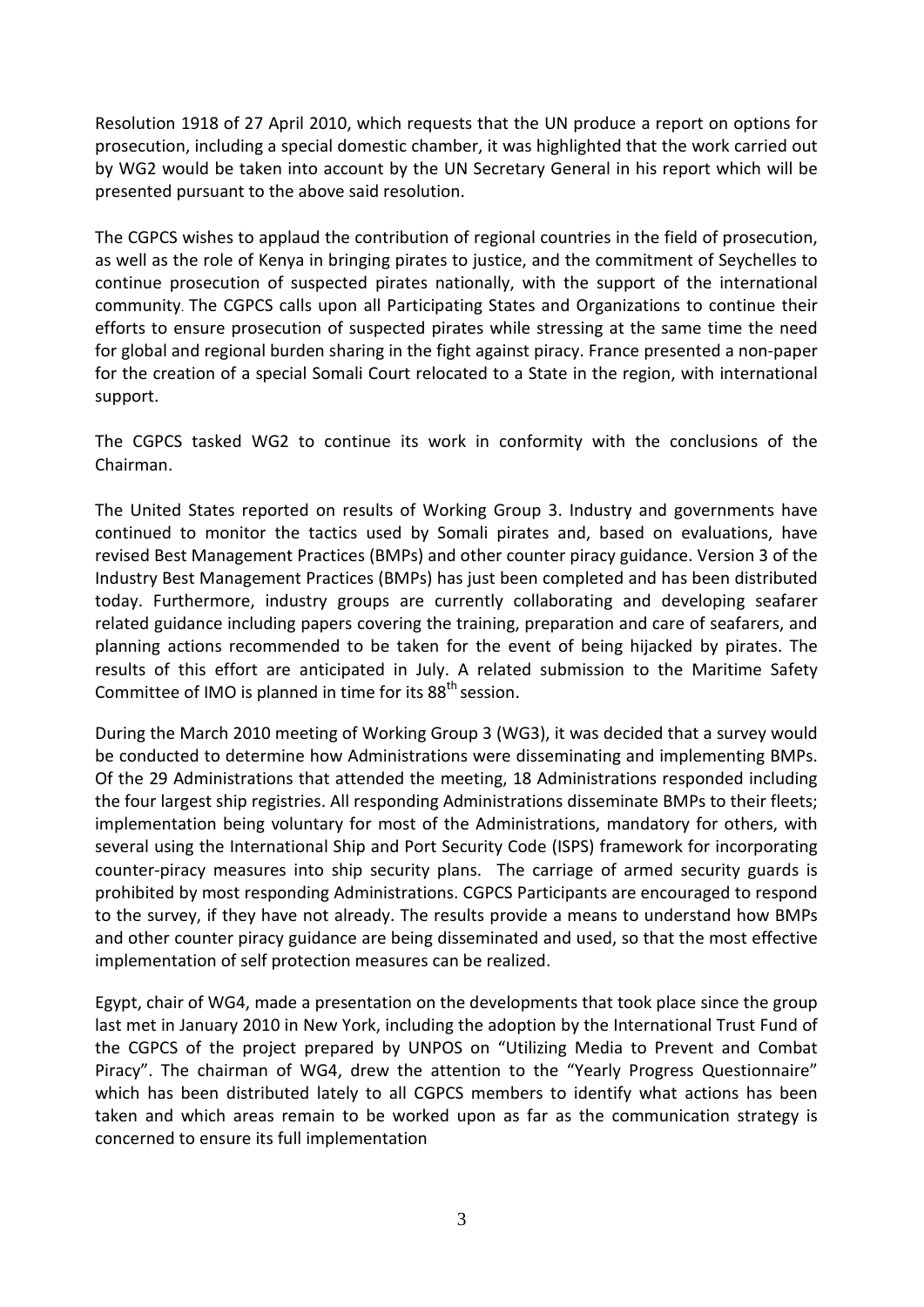Resolution 1918 of 27 April 2010, which requests that the UN produce a report on options for prosecution, including a special domestic chamber, it was highlighted that the work carried out by WG2 would be taken into account by the UN Secretary General in his report which will be presented pursuant to the above said resolution.

The CGPCS wishes to applaud the contribution of regional countries in the field of prosecution, as well as the role of Kenya in bringing pirates to justice, and the commitment of Seychelles to continue prosecution of suspected pirates nationally, with the support of the international community. The CGPCS calls upon all Participating States and Organizations to continue their efforts to ensure prosecution of suspected pirates while stressing at the same time the need for global and regional burden sharing in the fight against piracy. France presented a non-paper for the creation of a special Somali Court relocated to a State in the region, with international support.

The CGPCS tasked WG2 to continue its work in conformity with the conclusions of the Chairman.

The United States reported on results of Working Group 3. Industry and governments have continued to monitor the tactics used by Somali pirates and, based on evaluations, have revised Best Management Practices (BMPs) and other counter piracy guidance. Version 3 of the Industry Best Management Practices (BMPs) has just been completed and has been distributed today. Furthermore, industry groups are currently collaborating and developing seafarer related guidance including papers covering the training, preparation and care of seafarers, and planning actions recommended to be taken for the event of being hijacked by pirates. The results of this effort are anticipated in July. A related submission to the Maritime Safety Committee of IMO is planned in time for its 88th session.

During the March 2010 meeting of Working Group 3 (WG3), it was decided that a survey would be conducted to determine how Administrations were disseminating and implementing BMPs. Of the 29 Administrations that attended the meeting, 18 Administrations responded including the four largest ship registries. All responding Administrations disseminate BMPs to their fleets; implementation being voluntary for most of the Administrations, mandatory for others, with several using the International Ship and Port Security Code (ISPS) framework for incorporating counter-piracy measures into ship security plans. The carriage of armed security guards is prohibited by most responding Administrations. CGPCS Participants are encouraged to respond to the survey, if they have not already. The results provide a means to understand how BMPs and other counter piracy guidance are being disseminated and used, so that the most effective implementation of self protection measures can be realized.

Egypt, chair of WG4, made a presentation on the developments that took place since the group last met in January 2010 in New York, including the adoption by the International Trust Fund of the CGPCS of the project prepared by UNPOS on "Utilizing Media to Prevent and Combat Piracy". The chairman of WG4, drew the attention to the "Yearly Progress Questionnaire" which has been distributed lately to all CGPCS members to identify what actions has been taken and which areas remain to be worked upon as far as the communication strategy is concerned to ensure its full implementation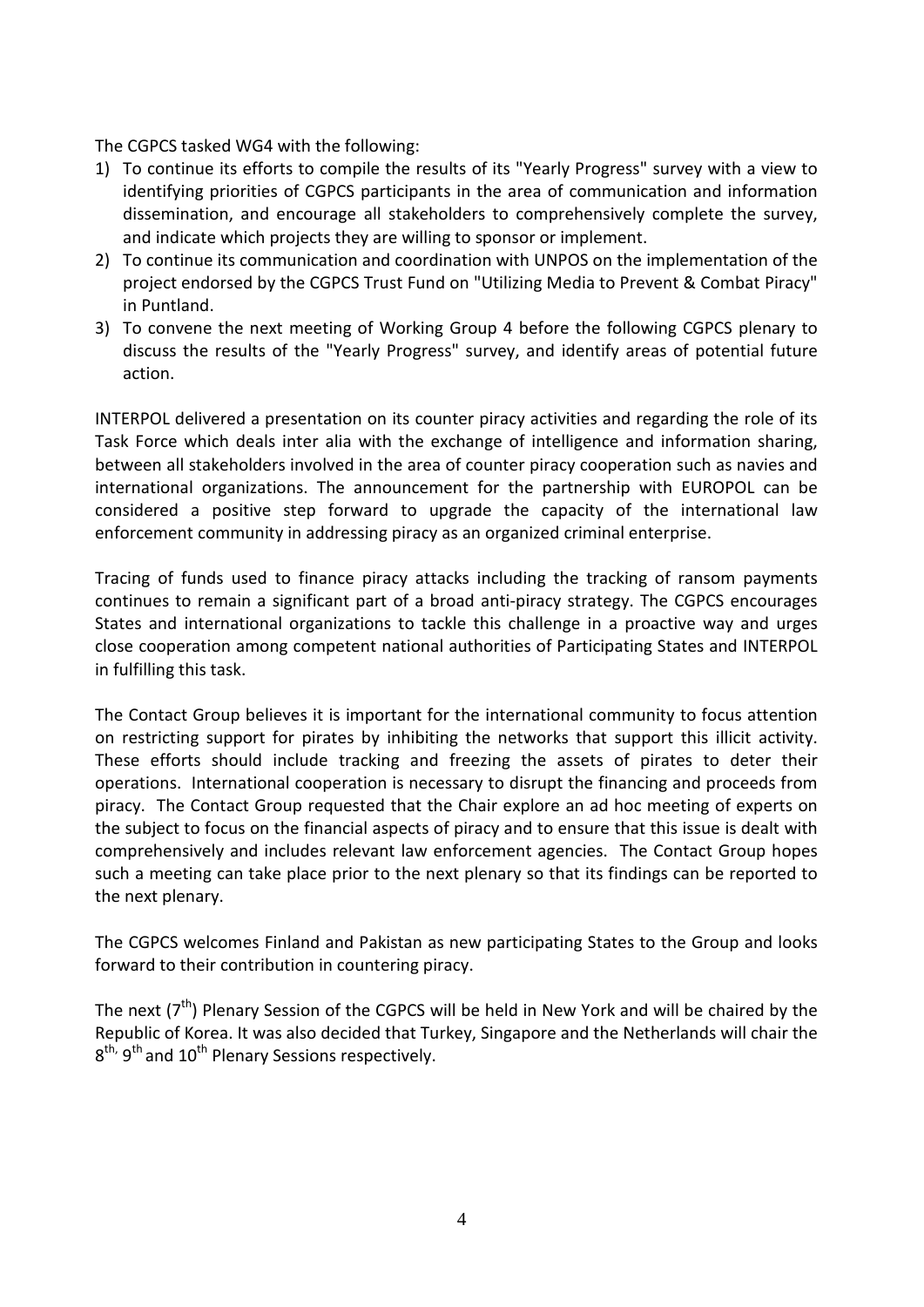The CGPCS tasked WG4 with the following:

1) To continue its efforts to compile the results of its "Yearly Progress" survey with a view to identifying priorities of CGPCS participants in the area of communication and information dissemination, and encourage all stakeholders to comprehensively complete the survey, and indicate which projects they are willing to sponsor or implement.
2) To continue its communication and coordination with UNPOS on the implementation of the project endorsed by the CGPCS Trust Fund on "Utilizing Media to Prevent & Combat Piracy" in Puntland.
3) To convene the next meeting of Working Group 4 before the following CGPCS plenary to discuss the results of the "Yearly Progress" survey, and identify areas of potential future action.

INTERPOL delivered a presentation on its counter piracy activities and regarding the role of its Task Force which deals inter alia with the exchange of intelligence and information sharing, between all stakeholders involved in the area of counter piracy cooperation such as navies and international organizations. The announcement for the partnership with EUROPOL can be considered a positive step forward to upgrade the capacity of the international law enforcement community in addressing piracy as an organized criminal enterprise.

Tracing of funds used to finance piracy attacks including the tracking of ransom payments continues to remain a significant part of a broad anti-piracy strategy. The CGPCS encourages States and international organizations to tackle this challenge in a proactive way and urges close cooperation among competent national authorities of Participating States and INTERPOL in fulfilling this task.

The Contact Group believes it is important for the international community to focus attention on restricting support for pirates by inhibiting the networks that support this illicit activity. These efforts should include tracking and freezing the assets of pirates to deter their operations. International cooperation is necessary to disrupt the financing and proceeds from piracy. The Contact Group requested that the Chair explore an ad hoc meeting of experts on the subject to focus on the financial aspects of piracy and to ensure that this issue is dealt with comprehensively and includes relevant law enforcement agencies. The Contact Group hopes such a meeting can take place prior to the next plenary so that its findings can be reported to the next plenary.

The CGPCS welcomes Finland and Pakistan as new participating States to the Group and looks forward to their contribution in countering piracy.

The next (7th) Plenary Session of the CGPCS will be held in New York and will be chaired by the Republic of Korea. It was also decided that Turkey, Singapore and the Netherlands will chair the 8th, 9th and 10th Plenary Sessions respectively.